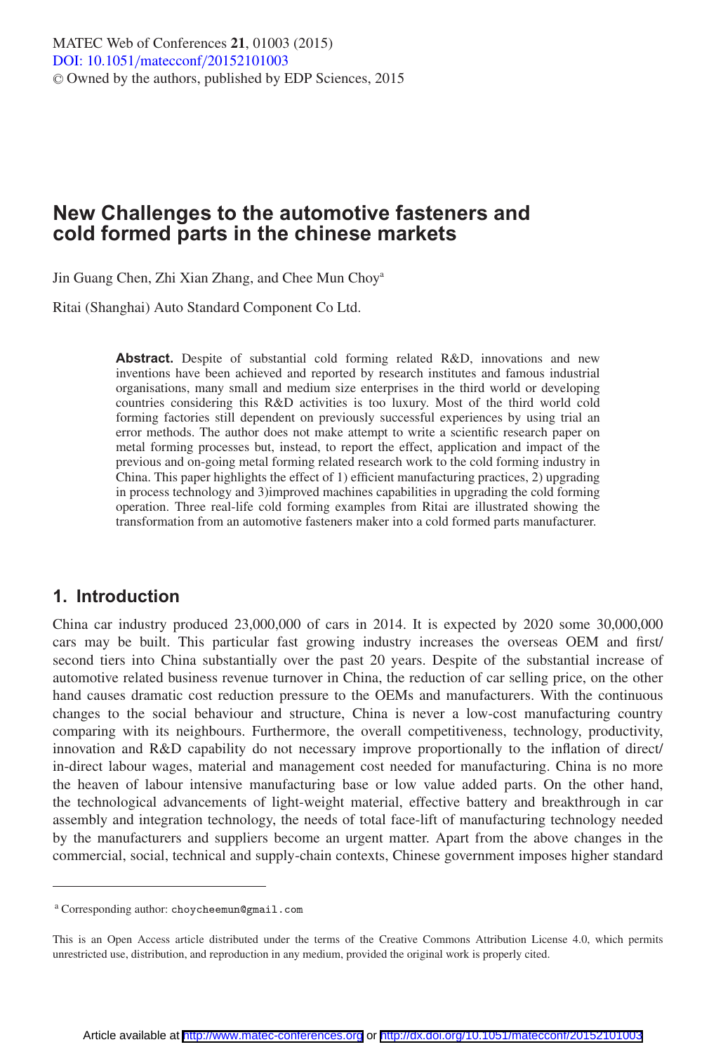# New Challenges to the automotive fasteners and cold formed parts in the chinese markets

Jin Guang Chen, Zhi Xian Zhang, and Chee Mun Choy[a]

Ritai (Shanghai) Auto Standard Component Co Ltd.

**Abstract.** Despite of substantial cold forming related R&D, innovations and new inventions have been achieved and reported by research institutes and famous industrial organisations, many small and medium size enterprises in the third world or developing countries considering this R&D activities is too luxury. Most of the third world cold forming factories still dependent on previously successful experiences by using trial an error methods. The author does not make attempt to write a scientific research paper on metal forming processes but, instead, to report the effect, application and impact of the previous and on-going metal forming related research work to the cold forming industry in China. This paper highlights the effect of 1) efficient manufacturing practices, 2) upgrading in process technology and 3)improved machines capabilities in upgrading the cold forming operation. Three real-life cold forming examples from Ritai are illustrated showing the transformation from an automotive fasteners maker into a cold formed parts manufacturer.

## 1. Introduction

China car industry produced 23,000,000 of cars in 2014. It is expected by 2020 some 30,000,000 cars may be built. This particular fast growing industry increases the overseas OEM and first/second tiers into China substantially over the past 20 years. Despite of the substantial increase of automotive related business revenue turnover in China, the reduction of car selling price, on the other hand causes dramatic cost reduction pressure to the OEMs and manufacturers. With the continuous changes to the social behaviour and structure, China is never a low-cost manufacturing country comparing with its neighbours. Furthermore, the overall competitiveness, technology, productivity, innovation and R&D capability do not necessary improve proportionally to the inflation of direct/in-direct labour wages, material and management cost needed for manufacturing. China is no more the heaven of labour intensive manufacturing base or low value added parts. On the other hand, the technological advancements of light-weight material, effective battery and breakthrough in car assembly and integration technology, the needs of total face-lift of manufacturing technology needed by the manufacturers and suppliers become an urgent matter. Apart from the above changes in the commercial, social, technical and supply-chain contexts, Chinese government imposes higher standard

[a] Corresponding author: choycheemun@gmail.com

This is an Open Access article distributed under the terms of the Creative Commons Attribution License 4.0, which permits unrestricted use, distribution, and reproduction in any medium, provided the original work is properly cited.

Article available at http://www.matec-conferences.org or http://dx.doi.org/10.1051/matecconf/20152101003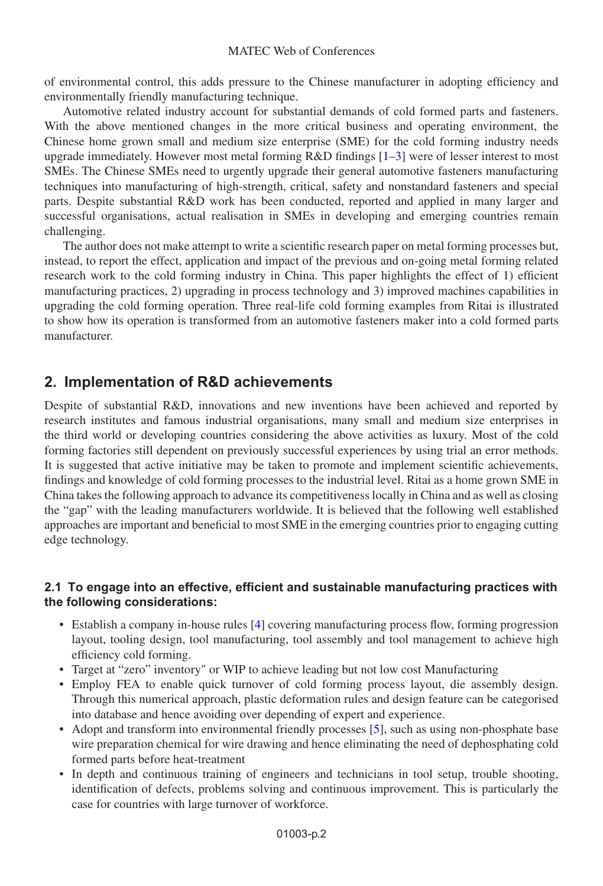of environmental control, this adds pressure to the Chinese manufacturer in adopting efficiency and environmentally friendly manufacturing technique.

Automotive related industry account for substantial demands of cold formed parts and fasteners. With the above mentioned changes in the more critical business and operating environment, the Chinese home grown small and medium size enterprise (SME) for the cold forming industry needs upgrade immediately. However most metal forming R&D findings [1–3] were of lesser interest to most SMEs. The Chinese SMEs need to urgently upgrade their general automotive fasteners manufacturing techniques into manufacturing of high-strength, critical, safety and nonstandard fasteners and special parts. Despite substantial R&D work has been conducted, reported and applied in many larger and successful organisations, actual realisation in SMEs in developing and emerging countries remain challenging.

The author does not make attempt to write a scientific research paper on metal forming processes but, instead, to report the effect, application and impact of the previous and on-going metal forming related research work to the cold forming industry in China. This paper highlights the effect of 1) efficient manufacturing practices, 2) upgrading in process technology and 3) improved machines capabilities in upgrading the cold forming operation. Three real-life cold forming examples from Ritai is illustrated to show how its operation is transformed from an automotive fasteners maker into a cold formed parts manufacturer.

## 2. Implementation of R&D achievements

Despite of substantial R&D, innovations and new inventions have been achieved and reported by research institutes and famous industrial organisations, many small and medium size enterprises in the third world or developing countries considering the above activities as luxury. Most of the cold forming factories still dependent on previously successful experiences by using trial an error methods. It is suggested that active initiative may be taken to promote and implement scientific achievements, findings and knowledge of cold forming processes to the industrial level. Ritai as a home grown SME in China takes the following approach to advance its competitiveness locally in China and as well as closing the "gap" with the leading manufacturers worldwide. It is believed that the following well established approaches are important and beneficial to most SME in the emerging countries prior to engaging cutting edge technology.

### 2.1 To engage into an effective, efficient and sustainable manufacturing practices with the following considerations:

- Establish a company in-house rules [4] covering manufacturing process flow, forming progression layout, tooling design, tool manufacturing, tool assembly and tool management to achieve high efficiency cold forming.
- Target at "zero" inventory" or WIP to achieve leading but not low cost Manufacturing
- Employ FEA to enable quick turnover of cold forming process layout, die assembly design. Through this numerical approach, plastic deformation rules and design feature can be categorised into database and hence avoiding over depending of expert and experience.
- Adopt and transform into environmental friendly processes [5], such as using non-phosphate base wire preparation chemical for wire drawing and hence eliminating the need of dephosphating cold formed parts before heat-treatment
- In depth and continuous training of engineers and technicians in tool setup, trouble shooting, identification of defects, problems solving and continuous improvement. This is particularly the case for countries with large turnover of workforce.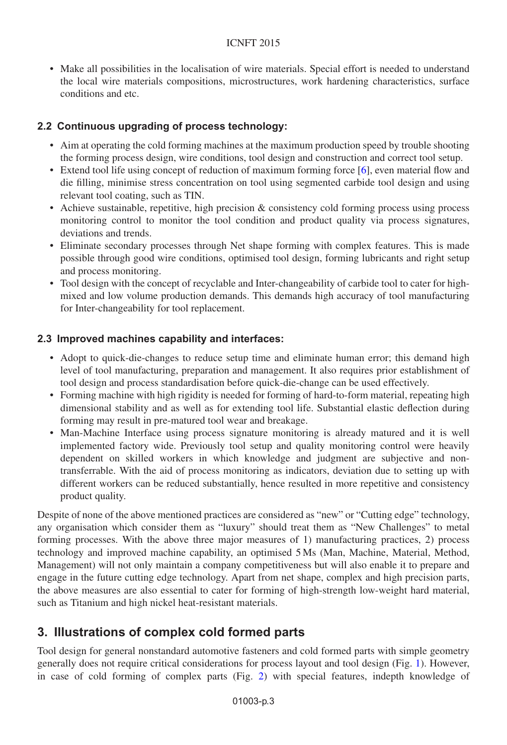- Make all possibilities in the localisation of wire materials. Special effort is needed to understand the local wire materials compositions, microstructures, work hardening characteristics, surface conditions and etc.

### 2.2 Continuous upgrading of process technology:

- Aim at operating the cold forming machines at the maximum production speed by trouble shooting the forming process design, wire conditions, tool design and construction and correct tool setup.
- Extend tool life using concept of reduction of maximum forming force [6], even material flow and die filling, minimise stress concentration on tool using segmented carbide tool design and using relevant tool coating, such as TIN.
- Achieve sustainable, repetitive, high precision & consistency cold forming process using process monitoring control to monitor the tool condition and product quality via process signatures, deviations and trends.
- Eliminate secondary processes through Net shape forming with complex features. This is made possible through good wire conditions, optimised tool design, forming lubricants and right setup and process monitoring.
- Tool design with the concept of recyclable and Inter-changeability of carbide tool to cater for high-mixed and low volume production demands. This demands high accuracy of tool manufacturing for Inter-changeability for tool replacement.

### 2.3 Improved machines capability and interfaces:

- Adopt to quick-die-changes to reduce setup time and eliminate human error; this demand high level of tool manufacturing, preparation and management. It also requires prior establishment of tool design and process standardisation before quick-die-change can be used effectively.
- Forming machine with high rigidity is needed for forming of hard-to-form material, repeating high dimensional stability and as well as for extending tool life. Substantial elastic deflection during forming may result in pre-matured tool wear and breakage.
- Man-Machine Interface using process signature monitoring is already matured and it is well implemented factory wide. Previously tool setup and quality monitoring control were heavily dependent on skilled workers in which knowledge and judgment are subjective and non-transferrable. With the aid of process monitoring as indicators, deviation due to setting up with different workers can be reduced substantially, hence resulted in more repetitive and consistency product quality.

Despite of none of the above mentioned practices are considered as "new" or "Cutting edge" technology, any organisation which consider them as "luxury" should treat them as "New Challenges" to metal forming processes. With the above three major measures of 1) manufacturing practices, 2) process technology and improved machine capability, an optimised 5 Ms (Man, Machine, Material, Method, Management) will not only maintain a company competitiveness but will also enable it to prepare and engage in the future cutting edge technology. Apart from net shape, complex and high precision parts, the above measures are also essential to cater for forming of high-strength low-weight hard material, such as Titanium and high nickel heat-resistant materials.

## 3. Illustrations of complex cold formed parts

Tool design for general nonstandard automotive fasteners and cold formed parts with simple geometry generally does not require critical considerations for process layout and tool design (Fig. 1). However, in case of cold forming of complex parts (Fig. 2) with special features, indepth knowledge of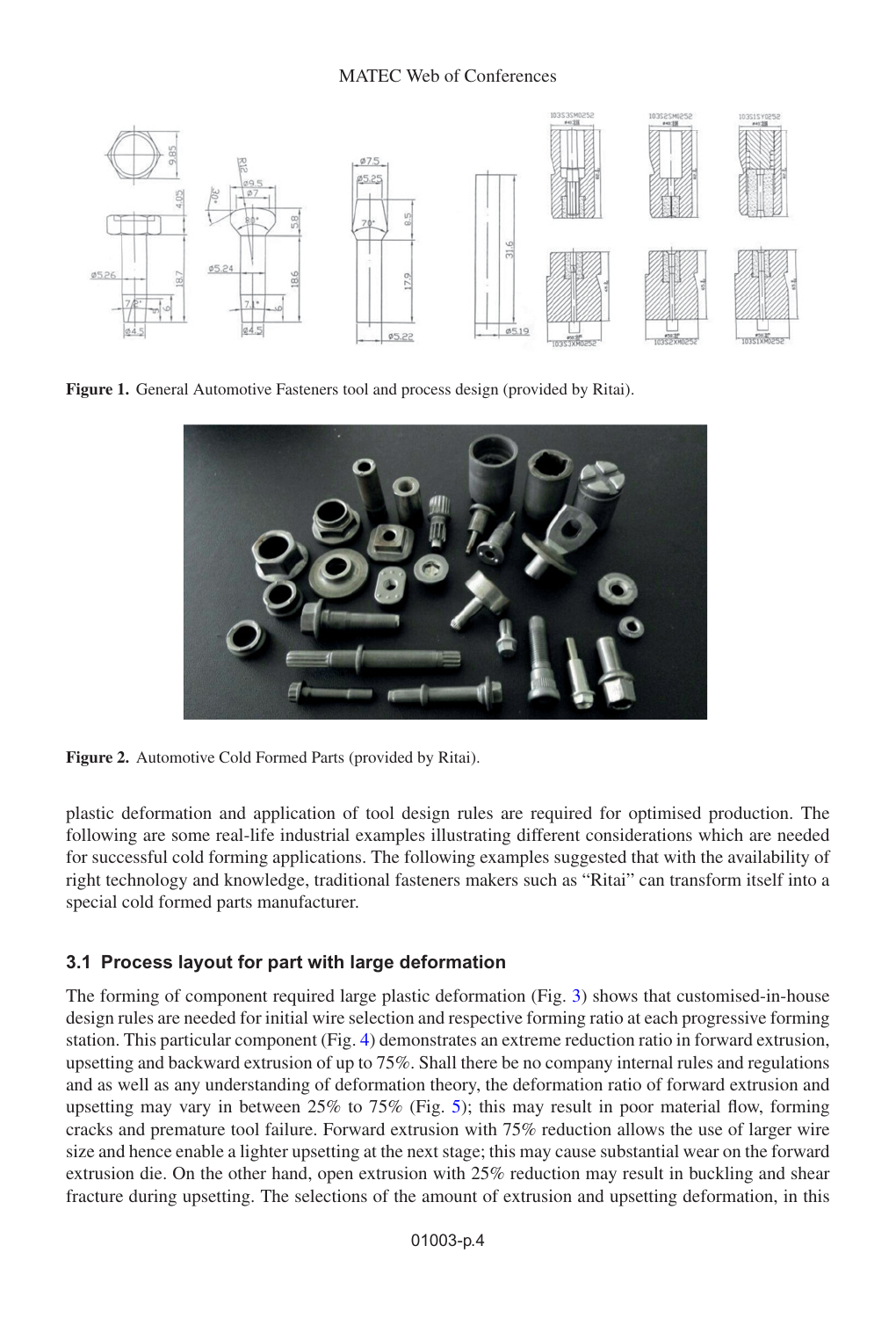**Figure 1.** General Automotive Fasteners tool and process design (provided by Ritai).

**Figure 2.** Automotive Cold Formed Parts (provided by Ritai).

plastic deformation and application of tool design rules are required for optimised production. The following are some real-life industrial examples illustrating different considerations which are needed for successful cold forming applications. The following examples suggested that with the availability of right technology and knowledge, traditional fasteners makers such as "Ritai" can transform itself into a special cold formed parts manufacturer.

### 3.1 Process layout for part with large deformation

The forming of component required large plastic deformation (Fig. 3) shows that customised-in-house design rules are needed for initial wire selection and respective forming ratio at each progressive forming station. This particular component (Fig. 4) demonstrates an extreme reduction ratio in forward extrusion, upsetting and backward extrusion of up to 75%. Shall there be no company internal rules and regulations and as well as any understanding of deformation theory, the deformation ratio of forward extrusion and upsetting may vary in between 25% to 75% (Fig. 5); this may result in poor material flow, forming cracks and premature tool failure. Forward extrusion with 75% reduction allows the use of larger wire size and hence enable a lighter upsetting at the next stage; this may cause substantial wear on the forward extrusion die. On the other hand, open extrusion with 25% reduction may result in buckling and shear fracture during upsetting. The selections of the amount of extrusion and upsetting deformation, in this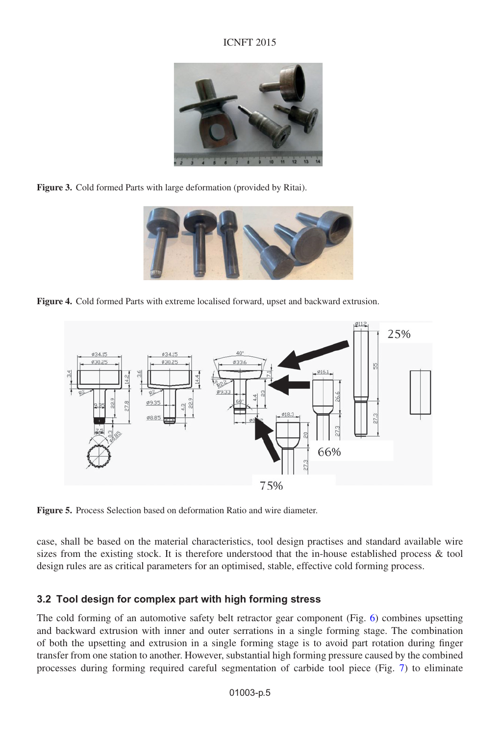Figure 3. Cold formed Parts with large deformation (provided by Ritai).

Figure 4. Cold formed Parts with extreme localised forward, upset and backward extrusion.

Figure 5. Process Selection based on deformation Ratio and wire diameter.

case, shall be based on the material characteristics, tool design practises and standard available wire sizes from the existing stock. It is therefore understood that the in-house established process & tool design rules are as critical parameters for an optimised, stable, effective cold forming process.

### 3.2 Tool design for complex part with high forming stress

The cold forming of an automotive safety belt retractor gear component (Fig. 6) combines upsetting and backward extrusion with inner and outer serrations in a single forming stage. The combination of both the upsetting and extrusion in a single forming stage is to avoid part rotation during finger transfer from one station to another. However, substantial high forming pressure caused by the combined processes during forming required careful segmentation of carbide tool piece (Fig. 7) to eliminate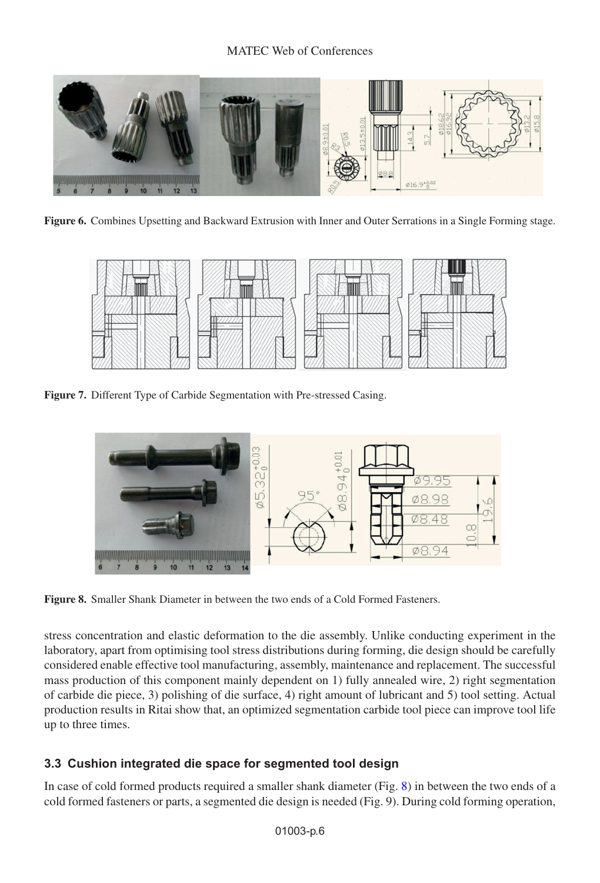Figure 6. Combines Upsetting and Backward Extrusion with Inner and Outer Serrations in a Single Forming stage.

Figure 7. Different Type of Carbide Segmentation with Pre-stressed Casing.

Figure 8. Smaller Shank Diameter in between the two ends of a Cold Formed Fasteners.

stress concentration and elastic deformation to the die assembly. Unlike conducting experiment in the laboratory, apart from optimising tool stress distributions during forming, die design should be carefully considered enable effective tool manufacturing, assembly, maintenance and replacement. The successful mass production of this component mainly dependent on 1) fully annealed wire, 2) right segmentation of carbide die piece, 3) polishing of die surface, 4) right amount of lubricant and 5) tool setting. Actual production results in Ritai show that, an optimized segmentation carbide tool piece can improve tool life up to three times.

### 3.3 Cushion integrated die space for segmented tool design

In case of cold formed products required a smaller shank diameter (Fig. 8) in between the two ends of a cold formed fasteners or parts, a segmented die design is needed (Fig. 9). During cold forming operation,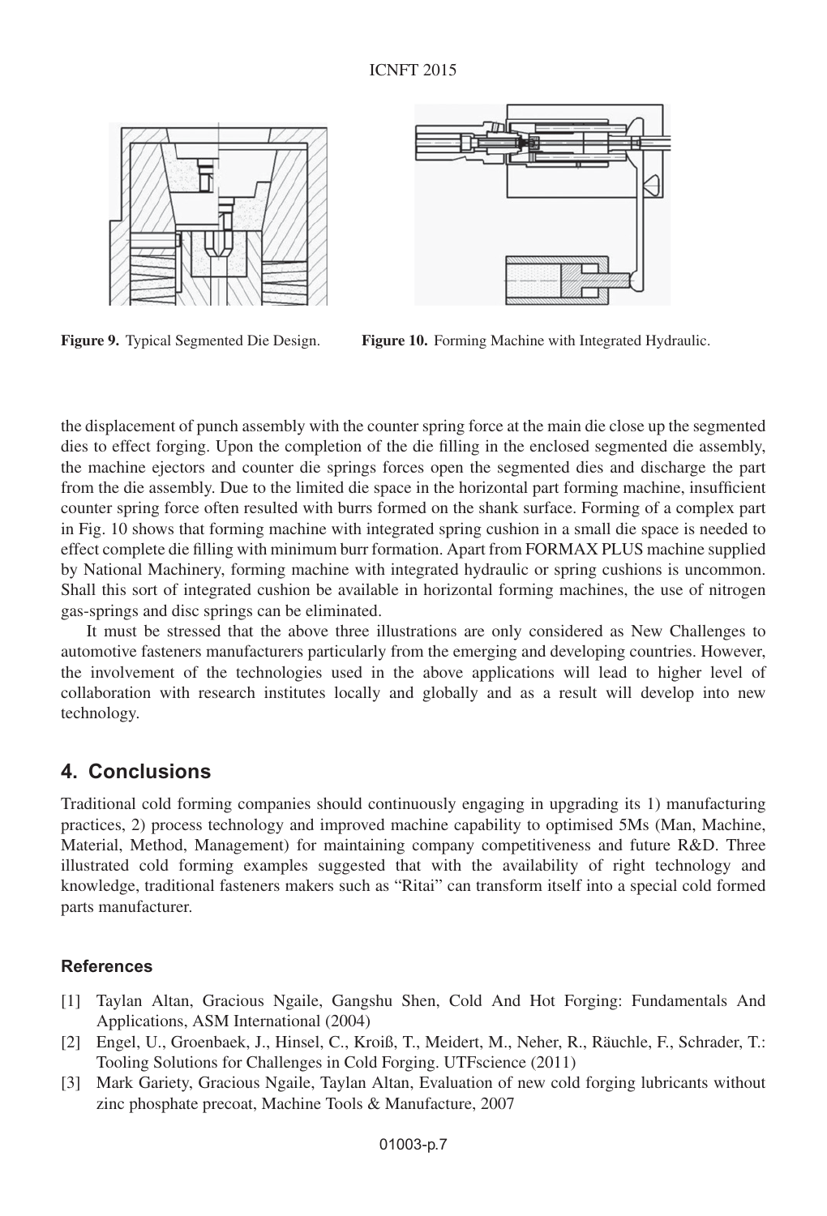**Figure 9.** Typical Segmented Die Design.

**Figure 10.** Forming Machine with Integrated Hydraulic.

the displacement of punch assembly with the counter spring force at the main die close up the segmented dies to effect forging. Upon the completion of the die filling in the enclosed segmented die assembly, the machine ejectors and counter die springs forces open the segmented dies and discharge the part from the die assembly. Due to the limited die space in the horizontal part forming machine, insufficient counter spring force often resulted with burrs formed on the shank surface. Forming of a complex part in Fig. 10 shows that forming machine with integrated spring cushion in a small die space is needed to effect complete die filling with minimum burr formation. Apart from FORMAX PLUS machine supplied by National Machinery, forming machine with integrated hydraulic or spring cushions is uncommon. Shall this sort of integrated cushion be available in horizontal forming machines, the use of nitrogen gas-springs and disc springs can be eliminated.

It must be stressed that the above three illustrations are only considered as New Challenges to automotive fasteners manufacturers particularly from the emerging and developing countries. However, the involvement of the technologies used in the above applications will lead to higher level of collaboration with research institutes locally and globally and as a result will develop into new technology.

## 4. Conclusions

Traditional cold forming companies should continuously engaging in upgrading its 1) manufacturing practices, 2) process technology and improved machine capability to optimised 5Ms (Man, Machine, Material, Method, Management) for maintaining company competitiveness and future R&D. Three illustrated cold forming examples suggested that with the availability of right technology and knowledge, traditional fasteners makers such as "Ritai" can transform itself into a special cold formed parts manufacturer.

### References

[1] Taylan Altan, Gracious Ngaile, Gangshu Shen, Cold And Hot Forging: Fundamentals And Applications, ASM International (2004)

[2] Engel, U., Groenbaek, J., Hinsel, C., Kroiß, T., Meidert, M., Neher, R., Räuchle, F., Schrader, T.: Tooling Solutions for Challenges in Cold Forging. UTFscience (2011)

[3] Mark Gariety, Gracious Ngaile, Taylan Altan, Evaluation of new cold forging lubricants without zinc phosphate precoat, Machine Tools & Manufacture, 2007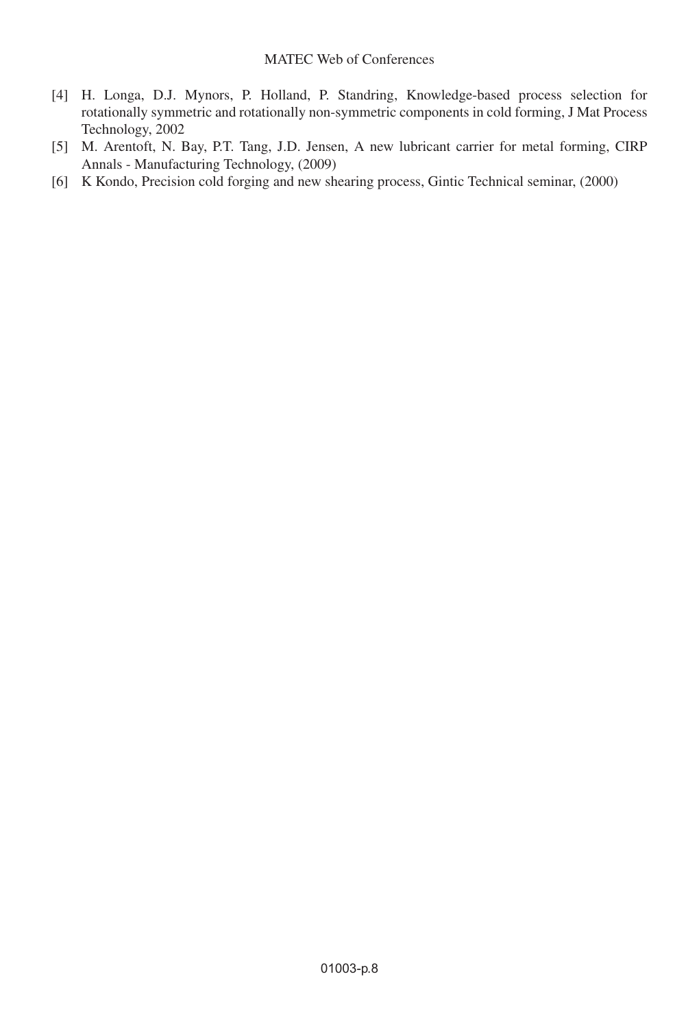[4] H. Longa, D.J. Mynors, P. Holland, P. Standring, Knowledge-based process selection for rotationally symmetric and rotationally non-symmetric components in cold forming, J Mat Process Technology, 2002

[5] M. Arentoft, N. Bay, P.T. Tang, J.D. Jensen, A new lubricant carrier for metal forming, CIRP Annals - Manufacturing Technology, (2009)

[6] K Kondo, Precision cold forging and new shearing process, Gintic Technical seminar, (2000)